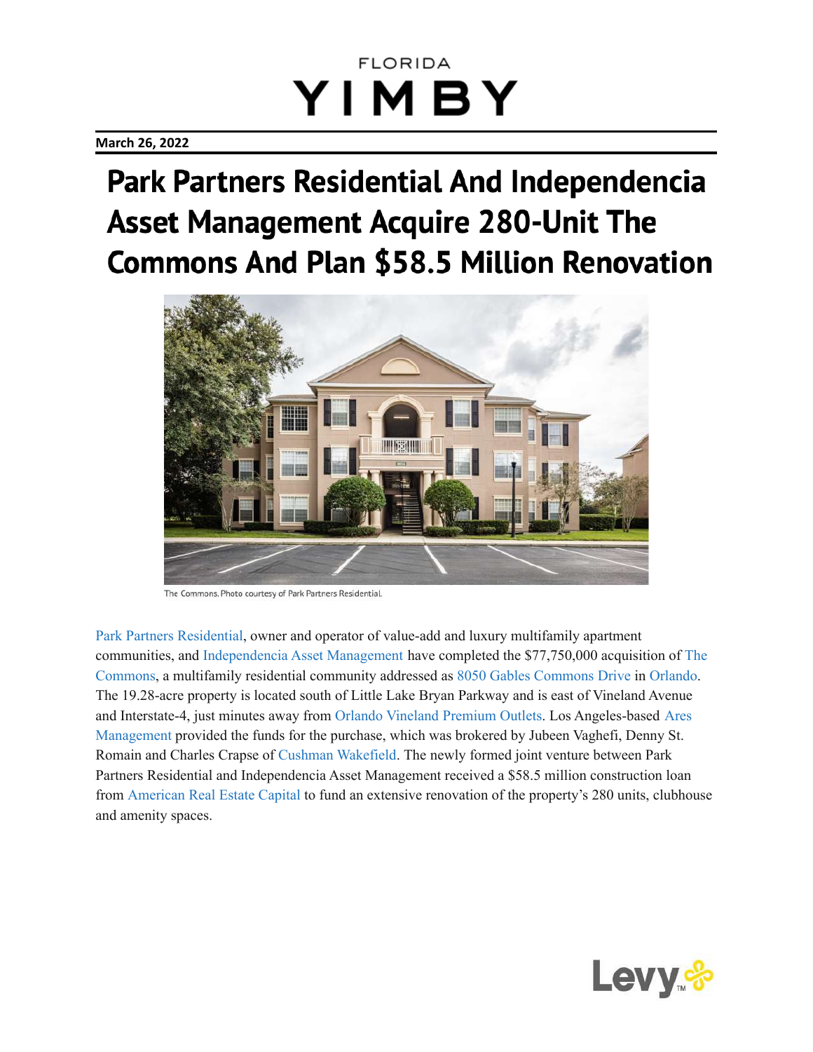FLORIDA

YIMBY

**March 26, 2022**

# Park Partners Residential And Independencia Asset Management Acquire 280-Unit The Commons And Plan $58.5 Million Renovation

The Commons. Photo courtesy of Park Partners Residential.

Park Partners Residential, owner and operator of value-add and luxury multifamily apartment communities, and Independencia Asset Management have completed the $77,750,000 acquisition of The Commons, a multifamily residential community addressed as 8050 Gables Commons Drive in Orlando. The 19.28-acre property is located south of Little Lake Bryan Parkway and is east of Vineland Avenue and Interstate-4, just minutes away from Orlando Vineland Premium Outlets. Los Angeles-based Ares Management provided the funds for the purchase, which was brokered by Jubeen Vaghefi, Denny St. Romain and Charles Crapse of Cushman Wakefield. The newly formed joint venture between Park Partners Residential and Independencia Asset Management received a $58.5 million construction loan from American Real Estate Capital to fund an extensive renovation of the property's 280 units, clubhouse and amenity spaces.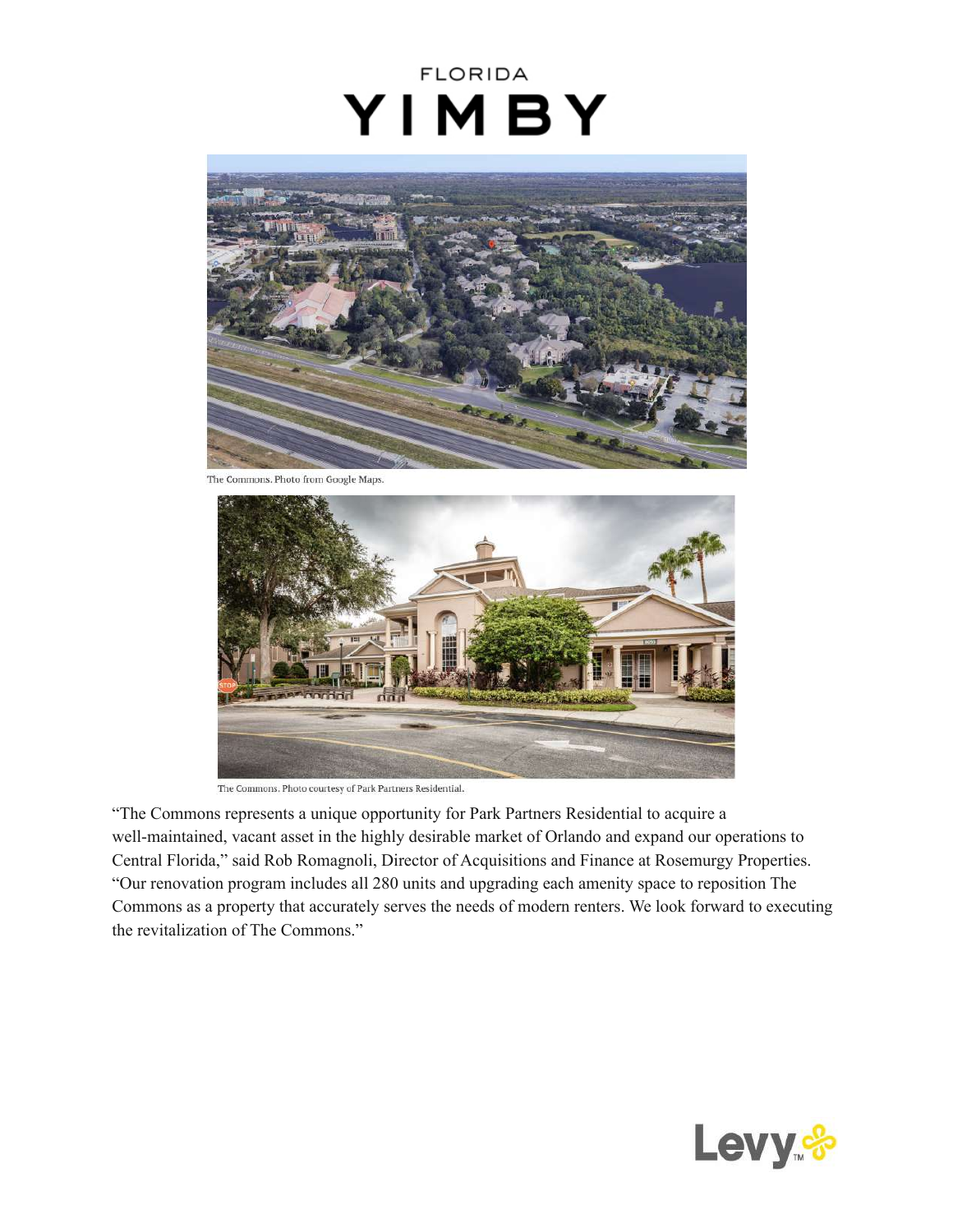The Commons. Photo from Google Maps.

The Commons. Photo courtesy of Park Partners Residential.

"The Commons represents a unique opportunity for Park Partners Residential to acquire a well-maintained, vacant asset in the highly desirable market of Orlando and expand our operations to Central Florida," said Rob Romagnoli, Director of Acquisitions and Finance at Rosemurgy Properties. "Our renovation program includes all 280 units and upgrading each amenity space to reposition The Commons as a property that accurately serves the needs of modern renters. We look forward to executing the revitalization of The Commons."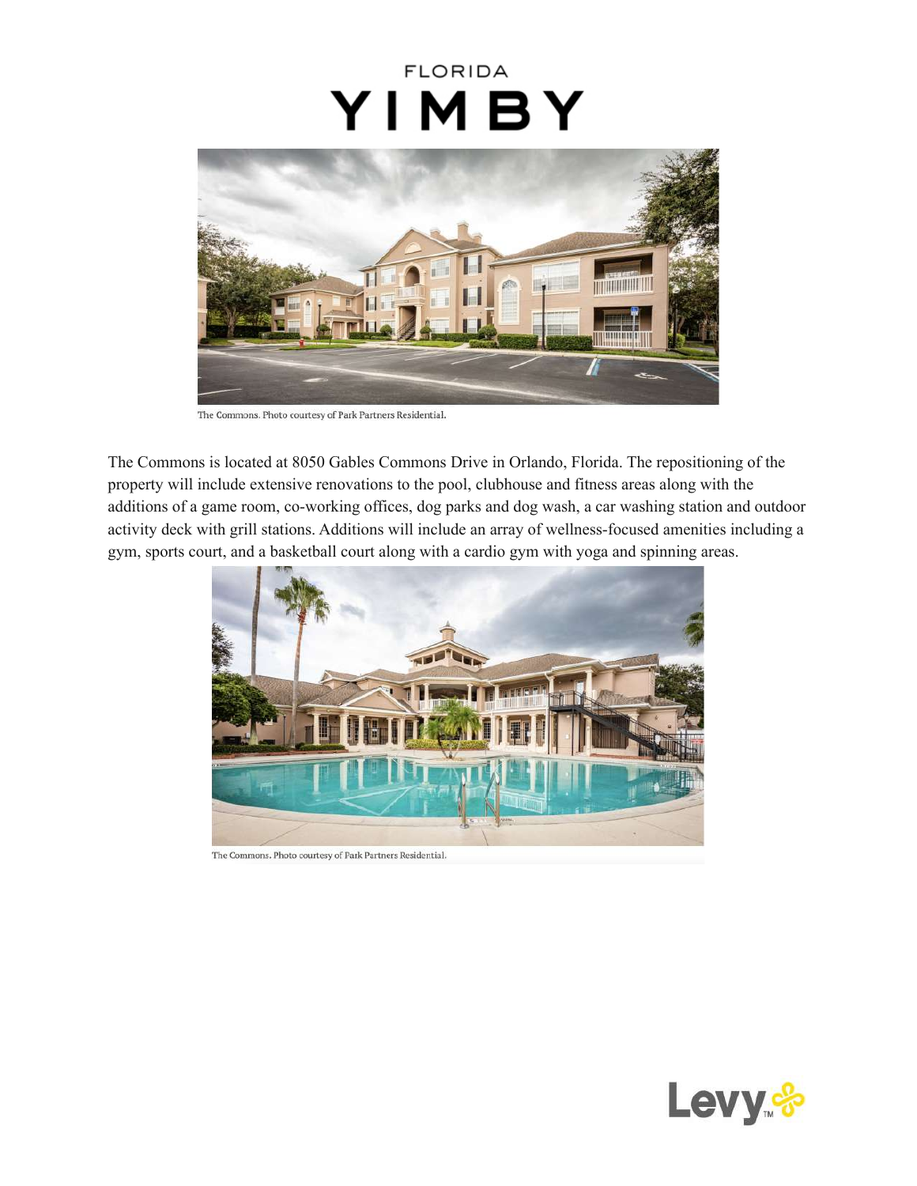The Commons. Photo courtesy of Park Partners Residential.

The Commons is located at 8050 Gables Commons Drive in Orlando, Florida. The repositioning of the property will include extensive renovations to the pool, clubhouse and fitness areas along with the additions of a game room, co-working offices, dog parks and dog wash, a car washing station and outdoor activity deck with grill stations. Additions will include an array of wellness-focused amenities including a gym, sports court, and a basketball court along with a cardio gym with yoga and spinning areas.

The Commons. Photo courtesy of Park Partners Residential.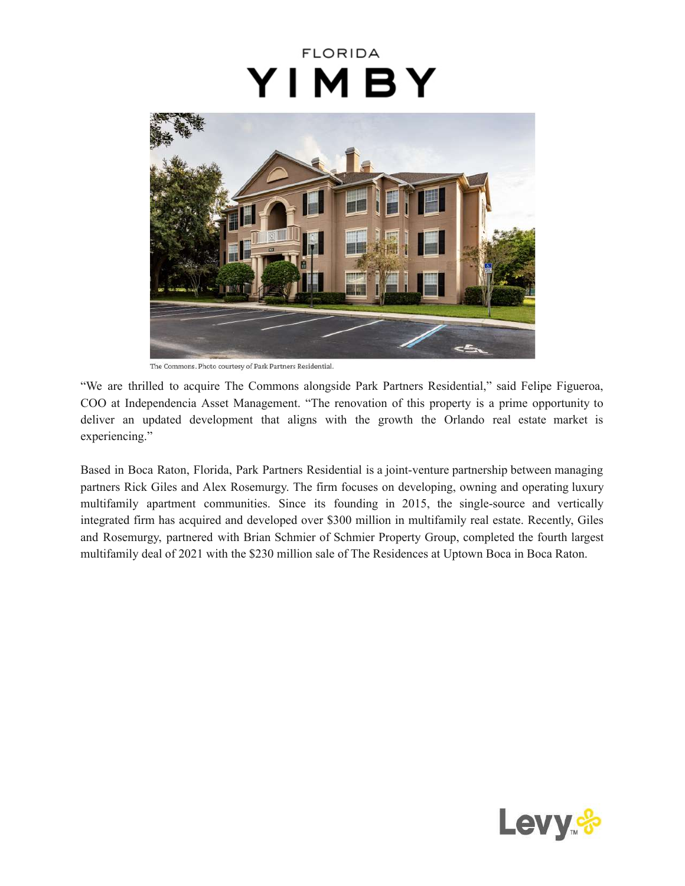The Commons. Photo courtesy of Park Partners Residential.

"We are thrilled to acquire The Commons alongside Park Partners Residential," said Felipe Figueroa, COO at Independencia Asset Management. "The renovation of this property is a prime opportunity to deliver an updated development that aligns with the growth the Orlando real estate market is experiencing."

Based in Boca Raton, Florida, Park Partners Residential is a joint-venture partnership between managing partners Rick Giles and Alex Rosemurgy. The firm focuses on developing, owning and operating luxury multifamily apartment communities. Since its founding in 2015, the single-source and vertically integrated firm has acquired and developed over $300 million in multifamily real estate. Recently, Giles and Rosemurgy, partnered with Brian Schmier of Schmier Property Group, completed the fourth largest multifamily deal of 2021 with the $230 million sale of The Residences at Uptown Boca in Boca Raton.